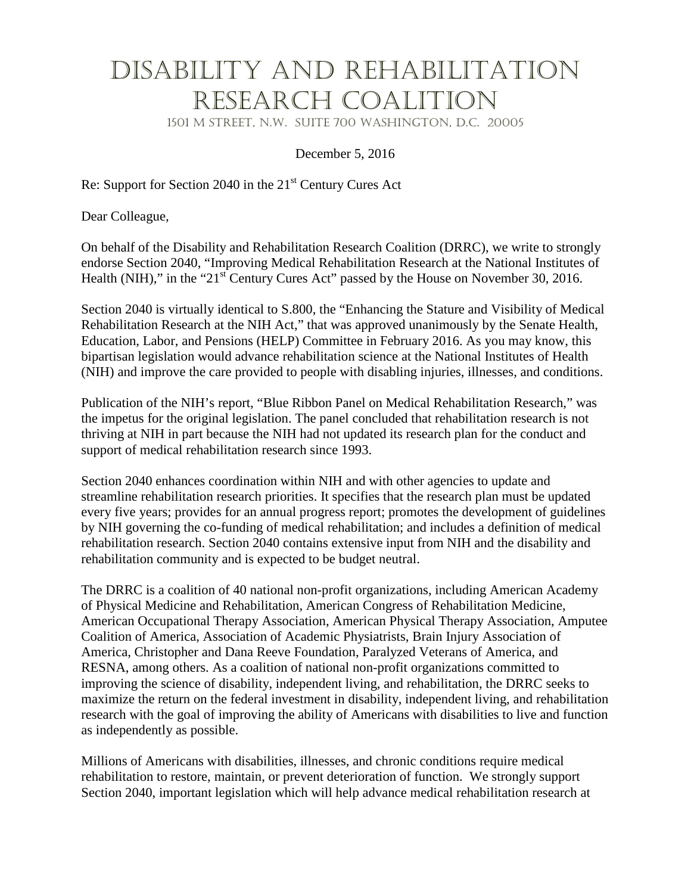# DISABILITY AND REHABILITATION RESEARCH COALITION

1501 M STREET, N.W. SUITE 700 WASHINGTON, D.C. 20005

December 5, 2016

Re: Support for Section 2040 in the 21st Century Cures Act

Dear Colleague,

On behalf of the Disability and Rehabilitation Research Coalition (DRRC), we write to strongly endorse Section 2040, "Improving Medical Rehabilitation Research at the National Institutes of Health (NIH)," in the "21st Century Cures Act" passed by the House on November 30, 2016.

Section 2040 is virtually identical to S.800, the "Enhancing the Stature and Visibility of Medical Rehabilitation Research at the NIH Act," that was approved unanimously by the Senate Health, Education, Labor, and Pensions (HELP) Committee in February 2016. As you may know, this bipartisan legislation would advance rehabilitation science at the National Institutes of Health (NIH) and improve the care provided to people with disabling injuries, illnesses, and conditions.

Publication of the NIH's report, "Blue Ribbon Panel on Medical Rehabilitation Research," was the impetus for the original legislation. The panel concluded that rehabilitation research is not thriving at NIH in part because the NIH had not updated its research plan for the conduct and support of medical rehabilitation research since 1993.

Section 2040 enhances coordination within NIH and with other agencies to update and streamline rehabilitation research priorities. It specifies that the research plan must be updated every five years; provides for an annual progress report; promotes the development of guidelines by NIH governing the co-funding of medical rehabilitation; and includes a definition of medical rehabilitation research. Section 2040 contains extensive input from NIH and the disability and rehabilitation community and is expected to be budget neutral.

The DRRC is a coalition of 40 national non-profit organizations, including American Academy of Physical Medicine and Rehabilitation, American Congress of Rehabilitation Medicine, American Occupational Therapy Association, American Physical Therapy Association, Amputee Coalition of America, Association of Academic Physiatrists, Brain Injury Association of America, Christopher and Dana Reeve Foundation, Paralyzed Veterans of America, and RESNA, among others. As a coalition of national non-profit organizations committed to improving the science of disability, independent living, and rehabilitation, the DRRC seeks to maximize the return on the federal investment in disability, independent living, and rehabilitation research with the goal of improving the ability of Americans with disabilities to live and function as independently as possible.

Millions of Americans with disabilities, illnesses, and chronic conditions require medical rehabilitation to restore, maintain, or prevent deterioration of function. We strongly support Section 2040, important legislation which will help advance medical rehabilitation research at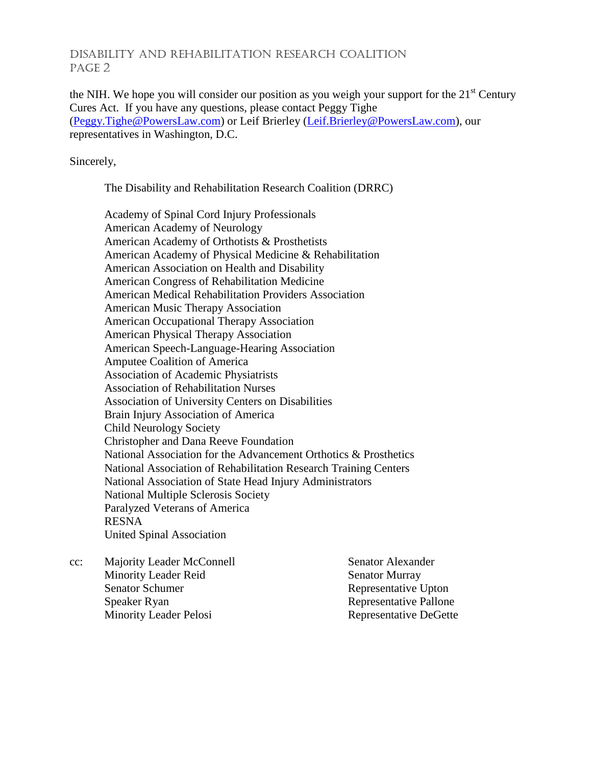the NIH. We hope you will consider our position as you weigh your support for the 21st Century Cures Act. If you have any questions, please contact Peggy Tighe (Peggy.Tighe@PowersLaw.com) or Leif Brierley (Leif.Brierley@PowersLaw.com), our representatives in Washington, D.C.

Sincerely,

The Disability and Rehabilitation Research Coalition (DRRC)

Academy of Spinal Cord Injury Professionals
American Academy of Neurology
American Academy of Orthotists & Prosthetists
American Academy of Physical Medicine & Rehabilitation
American Association on Health and Disability
American Congress of Rehabilitation Medicine
American Medical Rehabilitation Providers Association
American Music Therapy Association
American Occupational Therapy Association
American Physical Therapy Association
American Speech-Language-Hearing Association
Amputee Coalition of America
Association of Academic Physiatrists
Association of Rehabilitation Nurses
Association of University Centers on Disabilities
Brain Injury Association of America
Child Neurology Society
Christopher and Dana Reeve Foundation
National Association for the Advancement Orthotics & Prosthetics
National Association of Rehabilitation Research Training Centers
National Association of State Head Injury Administrators
National Multiple Sclerosis Society
Paralyzed Veterans of America
RESNA
United Spinal Association

cc: Majority Leader McConnell
Minority Leader Reid
Senator Schumer
Speaker Ryan
Minority Leader Pelosi
Senator Alexander
Senator Murray
Representative Upton
Representative Pallone
Representative DeGette